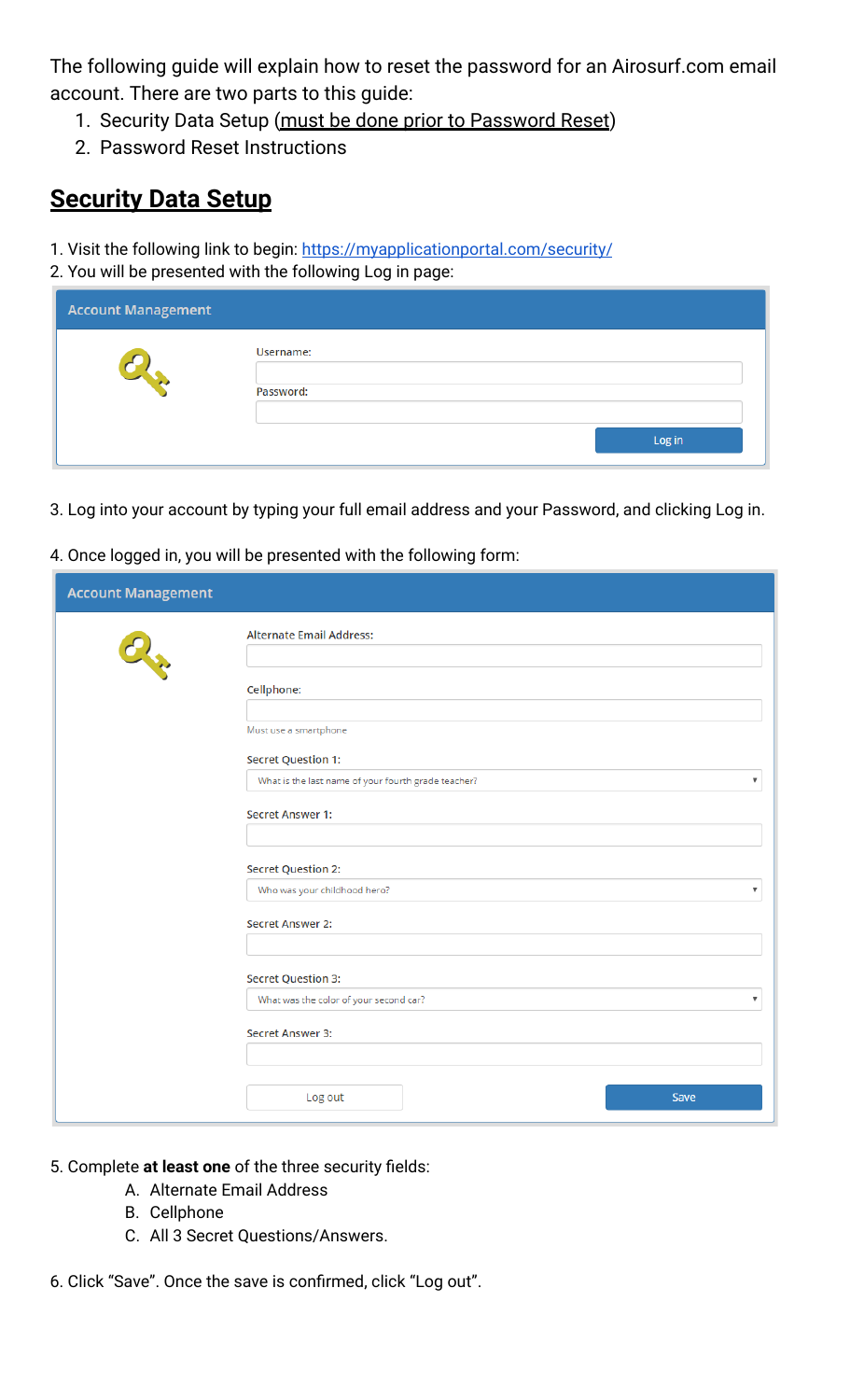The following guide will explain how to reset the password for an Airosurf.com email account. There are two parts to this guide:

1. Security Data Setup (must be done prior to Password Reset)
2. Password Reset Instructions

## Security Data Setup

1. Visit the following link to begin: https://myapplicationportal.com/security/
2. You will be presented with the following Log in page:

Account Management

Username:

Password:

Log in

3. Log into your account by typing your full email address and your Password, and clicking Log in.

4. Once logged in, you will be presented with the following form:

Account Management

Alternate Email Address:

Cellphone:

Must use a smartphone

Secret Question 1:

What is the last name of your fourth grade teacher?

Secret Answer 1:

Secret Question 2:

Who was your childhood hero?

Secret Answer 2:

Secret Question 3:

What was the color of your second car?

Secret Answer 3:

Log out

Save

5. Complete **at least one** of the three security fields:
   A. Alternate Email Address
   B. Cellphone
   C. All 3 Secret Questions/Answers.

6. Click "Save". Once the save is confirmed, click "Log out".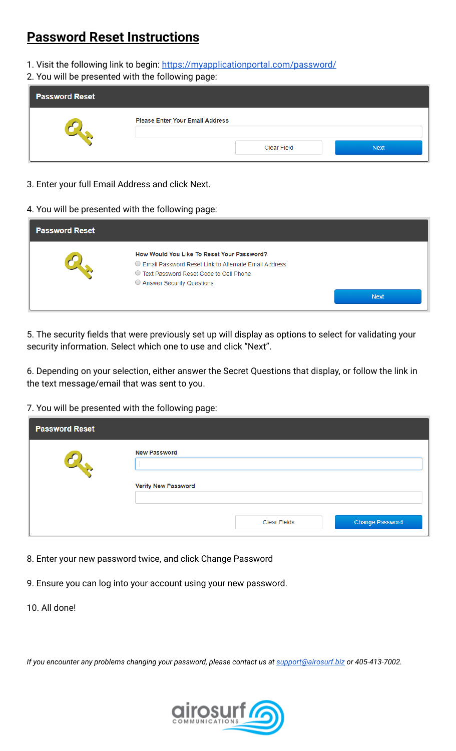# Password Reset Instructions

1. Visit the following link to begin: https://myapplicationportal.com/password/
2. You will be presented with the following page:

**Password Reset**

Please Enter Your Email Address

Clear Field | Next

3. Enter your full Email Address and click Next.

4. You will be presented with the following page:

**Password Reset**

How Would You Like To Reset Your Password?
- Email Password Reset Link to Alternate Email Address
- Text Password Reset Code to Cell Phone
- Answer Security Questions

Next

5. The security fields that were previously set up will display as options to select for validating your security information. Select which one to use and click "Next".

6. Depending on your selection, either answer the Secret Questions that display, or follow the link in the text message/email that was sent to you.

7. You will be presented with the following page:

**Password Reset**

New Password

Verify New Password

Clear Fields | Change Password

8. Enter your new password twice, and click Change Password

9. Ensure you can log into your account using your new password.

10. All done!

*If you encounter any problems changing your password, please contact us at support@airosurf.biz or 405-413-7002.*

airosurf COMMUNICATIONS